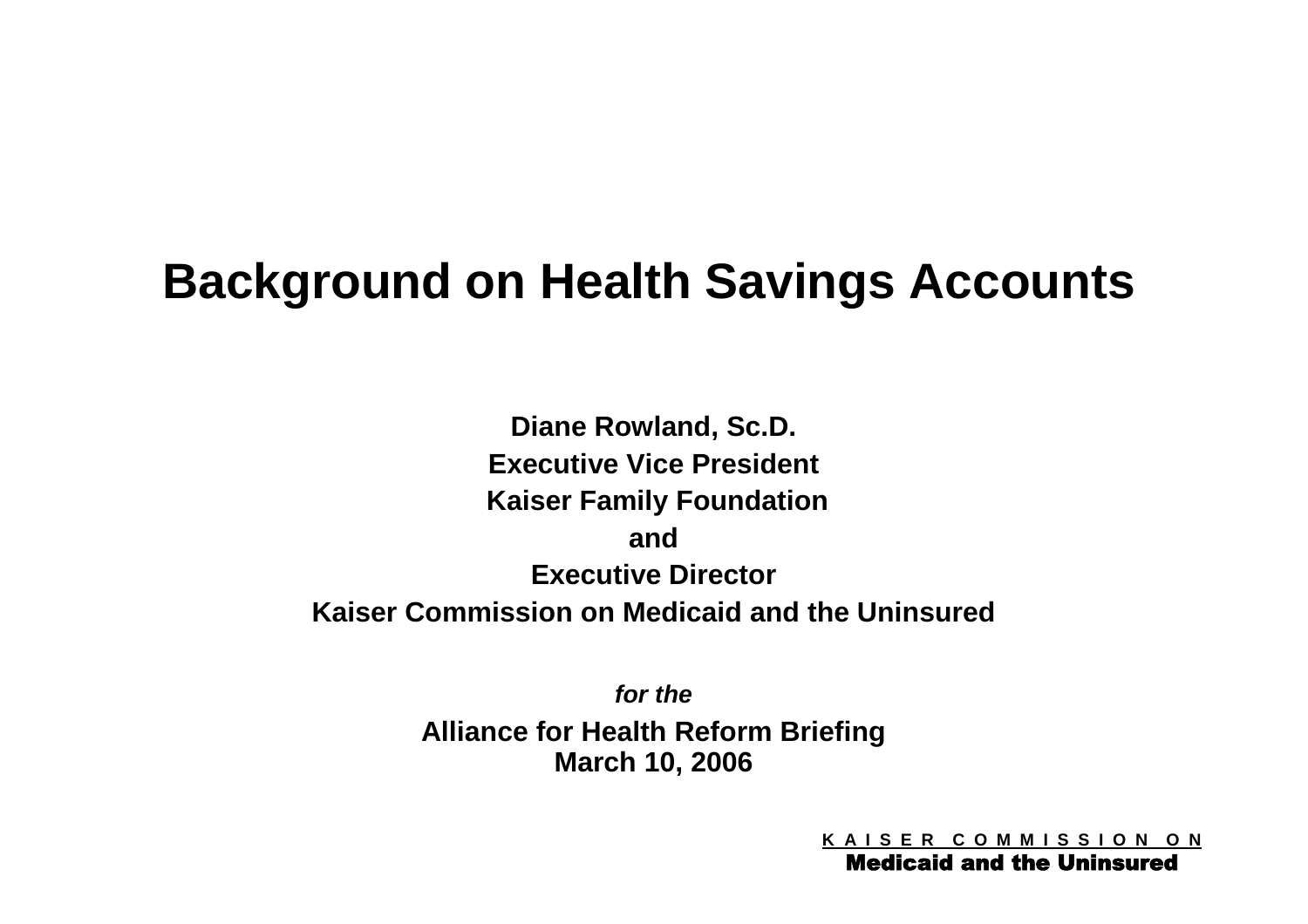# Background on Health Savings Accounts

**Diane Rowland, Sc.D.**

**Executive Vice President**

**Kaiser Family Foundation**

**and**

**Executive Director**

**Kaiser Commission on Medicaid and the Uninsured**

***for the***

**Alliance for Health Reform Briefing**
**March 10, 2006**

K A I S E R C O M M I S S I O N O N
**Medicaid and the Uninsured**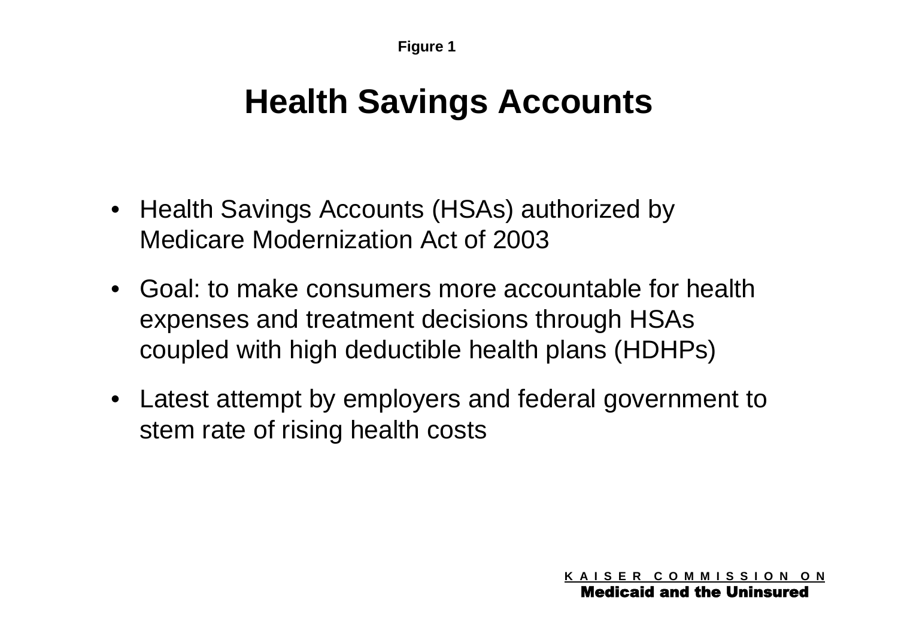Figure 1

# Health Savings Accounts

- Health Savings Accounts (HSAs) authorized by Medicare Modernization Act of 2003
- Goal: to make consumers more accountable for health expenses and treatment decisions through HSAs coupled with high deductible health plans (HDHPs)
- Latest attempt by employers and federal government to stem rate of rising health costs

KAISER COMMISSION ON
**Medicaid and the Uninsured**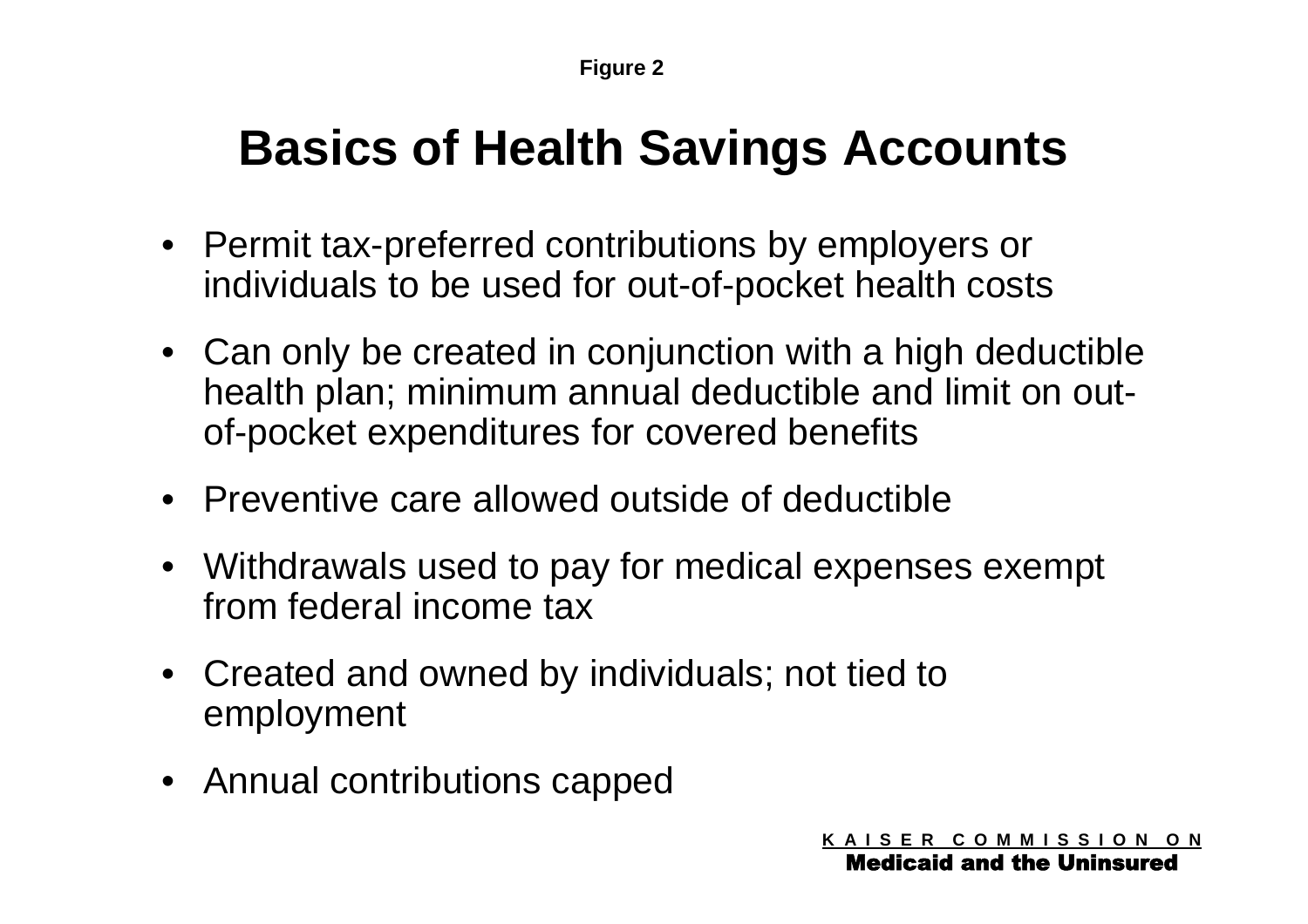Figure 2

# Basics of Health Savings Accounts

- Permit tax-preferred contributions by employers or individuals to be used for out-of-pocket health costs
- Can only be created in conjunction with a high deductible health plan; minimum annual deductible and limit on out-of-pocket expenditures for covered benefits
- Preventive care allowed outside of deductible
- Withdrawals used to pay for medical expenses exempt from federal income tax
- Created and owned by individuals; not tied to employment
- Annual contributions capped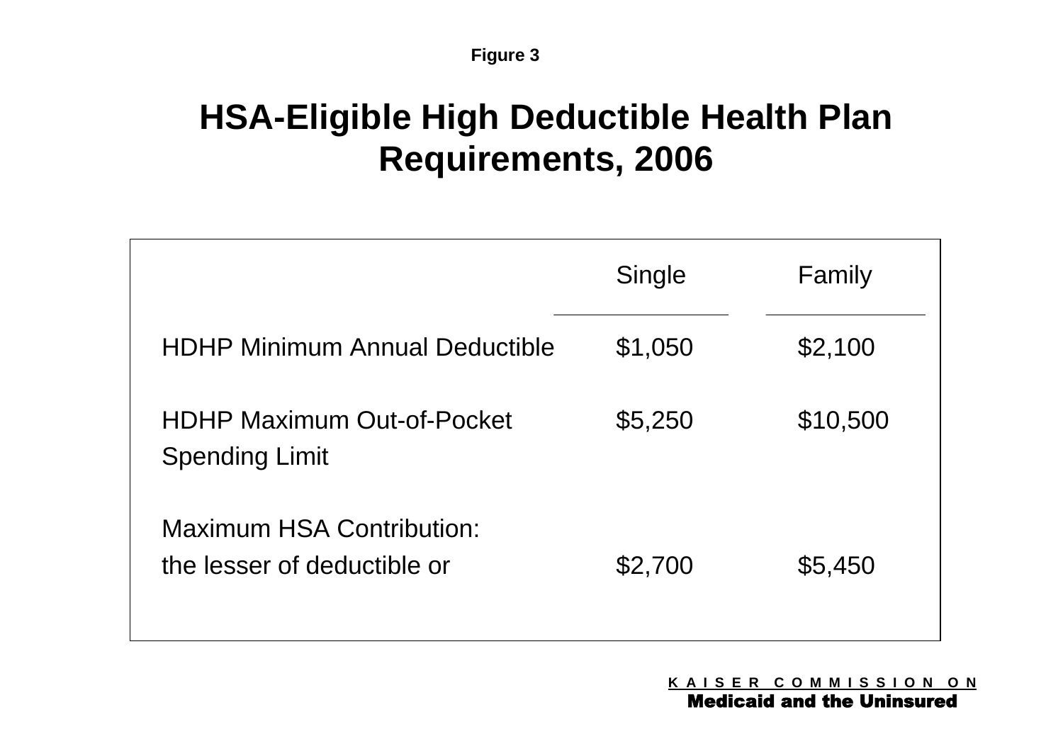Figure 3

# HSA-Eligible High Deductible Health Plan Requirements, 2006

| | Single | Family |
|---|---|---|
| HDHP Minimum Annual Deductible | $1,050 | $2,100 |
| HDHP Maximum Out-of-Pocket Spending Limit | $5,250 | $10,500 |
| Maximum HSA Contribution: the lesser of deductible or | $2,700 | $5,450 |

KAISER COMMISSION ON
**Medicaid and the Uninsured**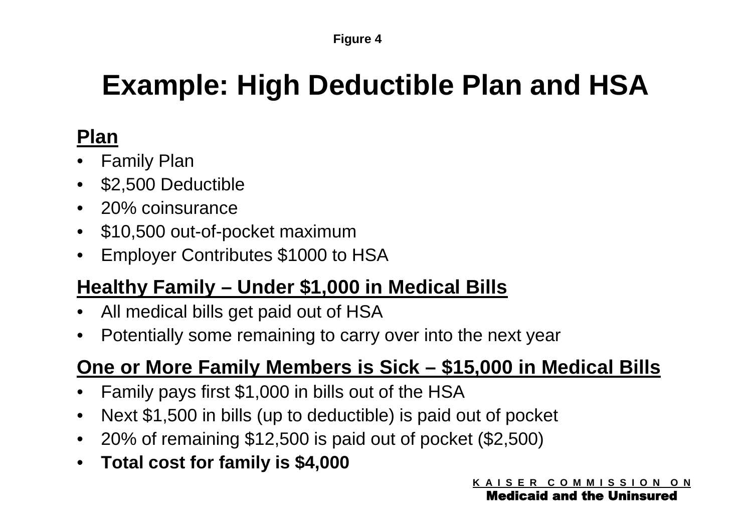Figure 4

# Example: High Deductible Plan and HSA

## Plan

- Family Plan
- $2,500 Deductible
- 20% coinsurance
- $10,500 out-of-pocket maximum
- Employer Contributes $1000 to HSA

## Healthy Family – Under $1,000 in Medical Bills

- All medical bills get paid out of HSA
- Potentially some remaining to carry over into the next year

## One or More Family Members is Sick – $15,000 in Medical Bills

- Family pays first $1,000 in bills out of the HSA
- Next $1,500 in bills (up to deductible) is paid out of pocket
- 20% of remaining $12,500 is paid out of pocket ($2,500)
- **Total cost for family is $4,000**

KAISER COMMISSION ON
Medicaid and the Uninsured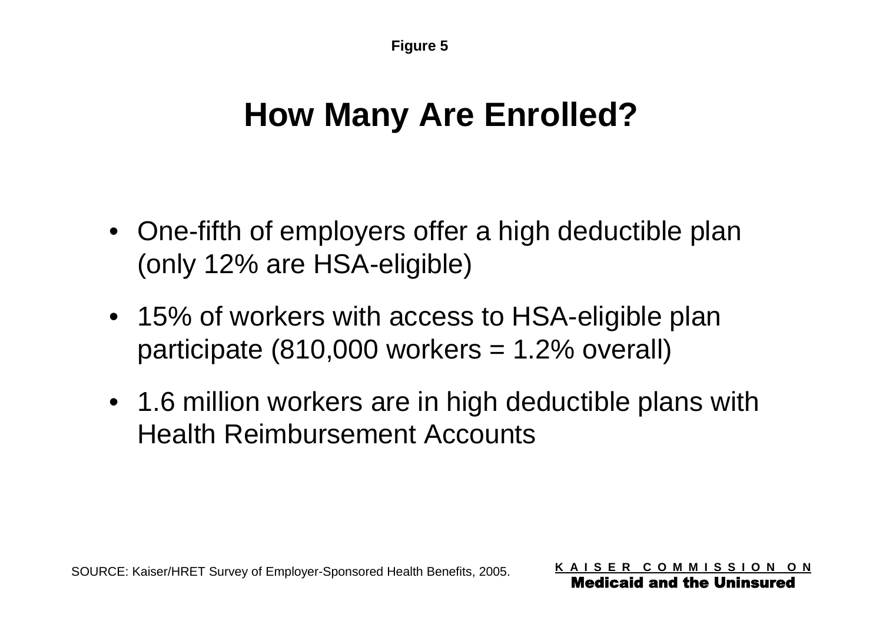**Figure 5**

# How Many Are Enrolled?

- One-fifth of employers offer a high deductible plan (only 12% are HSA-eligible)
- 15% of workers with access to HSA-eligible plan participate (810,000 workers = 1.2% overall)
- 1.6 million workers are in high deductible plans with Health Reimbursement Accounts

SOURCE: Kaiser/HRET Survey of Employer-Sponsored Health Benefits, 2005.

KAISER COMMISSION ON **Medicaid and the Uninsured**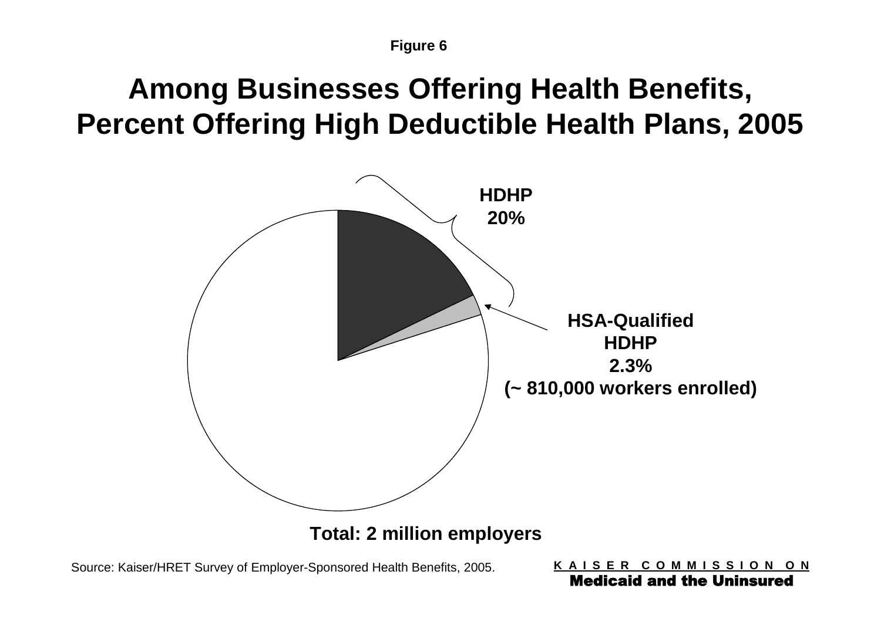Figure 6

# Among Businesses Offering Health Benefits, Percent Offering High Deductible Health Plans, 2005

**HDHP 20%**

**HSA-Qualified HDHP 2.3% (~ 810,000 workers enrolled)**

**Total: 2 million employers**

Source: Kaiser/HRET Survey of Employer-Sponsored Health Benefits, 2005.

KAISER COMMISSION ON **Medicaid and the Uninsured**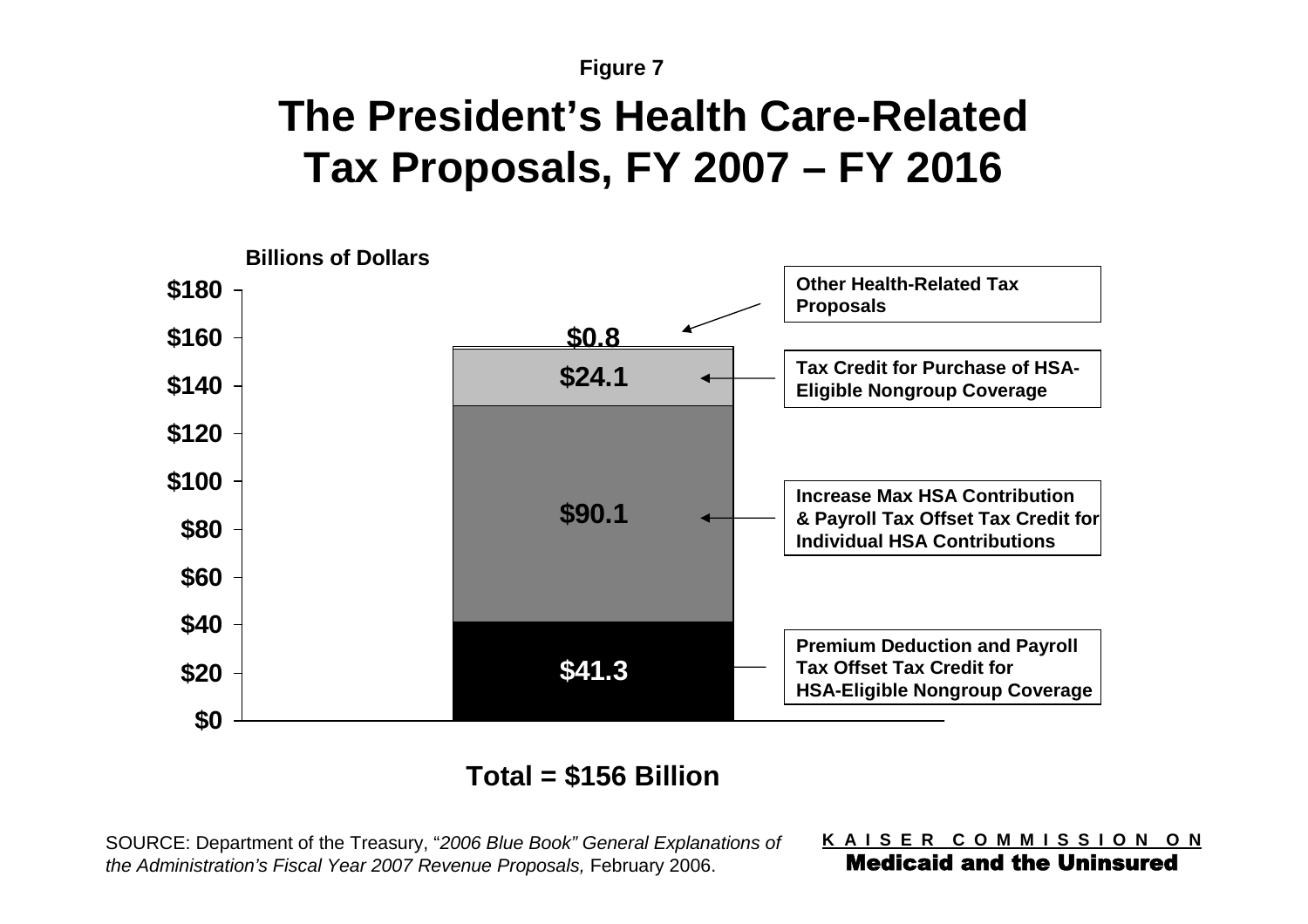Figure 7

# The President's Health Care-Related Tax Proposals, FY 2007 – FY 2016

Billions of Dollars

$180
$160
$140
$120
$100
$80
$60
$40
$20
$0

$0.8
$24.1
$90.1
$41.3

Other Health-Related Tax Proposals

Tax Credit for Purchase of HSA-Eligible Nongroup Coverage

Increase Max HSA Contribution & Payroll Tax Offset Tax Credit for Individual HSA Contributions

Premium Deduction and Payroll Tax Offset Tax Credit for HSA-Eligible Nongroup Coverage

**Total = $156 Billion**

SOURCE: Department of the Treasury, "*2006 Blue Book" General Explanations of the Administration's Fiscal Year 2007 Revenue Proposals,* February 2006.

KAISER COMMISSION ON **Medicaid and the Uninsured**